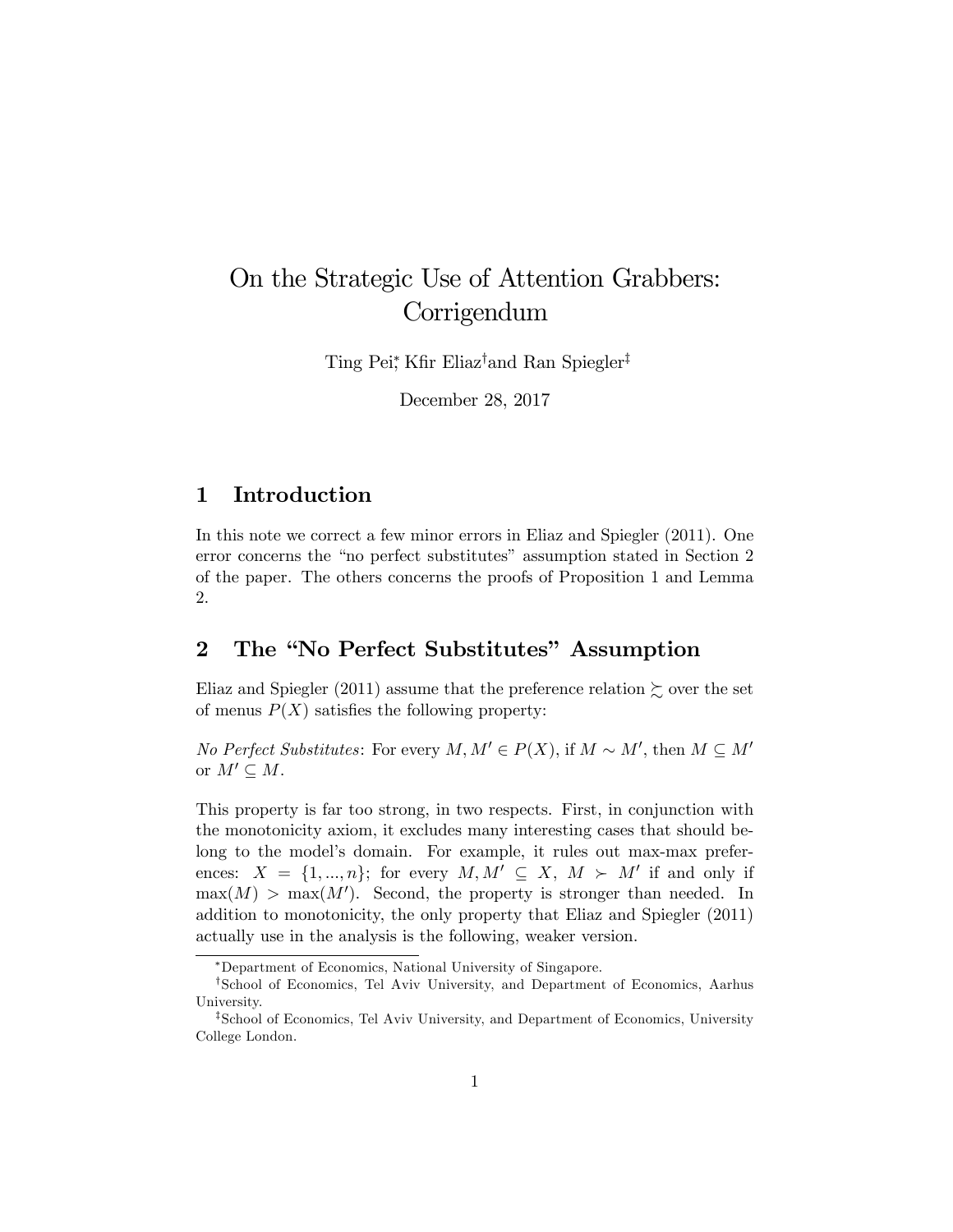# On the Strategic Use of Attention Grabbers: Corrigendum

Ting Pei[*], Kfir Eliaz[†] and Ran Spiegler[‡]

December 28, 2017

## 1 Introduction

In this note we correct a few minor errors in Eliaz and Spiegler (2011). One error concerns the "no perfect substitutes" assumption stated in Section 2 of the paper. The others concerns the proofs of Proposition 1 and Lemma 2.

## 2 The "No Perfect Substitutes" Assumption

Eliaz and Spiegler (2011) assume that the preference relation $\succsim$ over the set of menus $P(X)$ satisfies the following property:

*No Perfect Substitutes*: For every $M, M' \in P(X)$, if $M \sim M'$, then $M \subseteq M'$ or $M' \subseteq M$.

This property is far too strong, in two respects. First, in conjunction with the monotonicity axiom, it excludes many interesting cases that should belong to the model's domain. For example, it rules out max-max preferences: $X = \{1, ..., n\}$; for every $M, M' \subseteq X$, $M \succ M'$ if and only if $\max(M) > \max(M')$. Second, the property is stronger than needed. In addition to monotonicity, the only property that Eliaz and Spiegler (2011) actually use in the analysis is the following, weaker version.

---

[*] Department of Economics, National University of Singapore.

[†] School of Economics, Tel Aviv University, and Department of Economics, Aarhus University.

[‡] School of Economics, Tel Aviv University, and Department of Economics, University College London.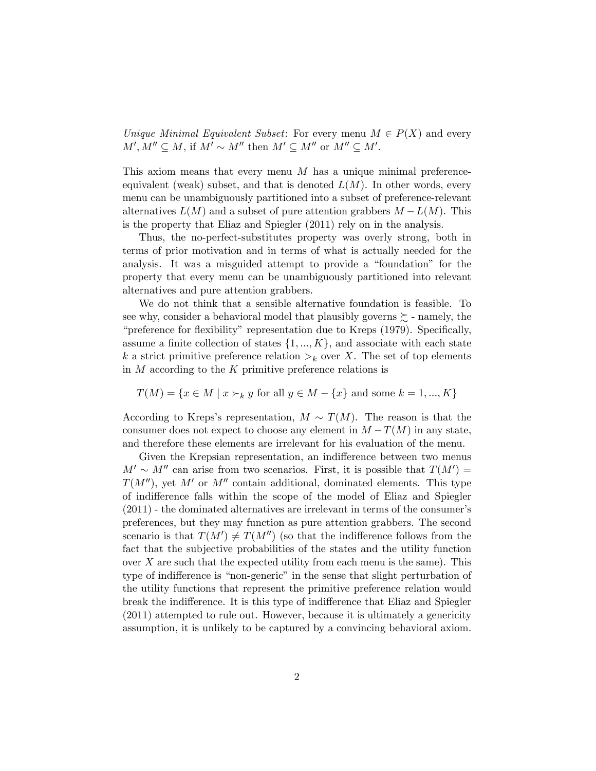*Unique Minimal Equivalent Subset*: For every menu $M \in P(X)$ and every $M', M'' \subseteq M$, if $M' \sim M''$ then $M' \subseteq M''$ or $M'' \subseteq M'$.

This axiom means that every menu $M$ has a unique minimal preference-equivalent (weak) subset, and that is denoted $L(M)$. In other words, every menu can be unambiguously partitioned into a subset of preference-relevant alternatives $L(M)$ and a subset of pure attention grabbers $M - L(M)$. This is the property that Eliaz and Spiegler (2011) rely on in the analysis.

Thus, the no-perfect-substitutes property was overly strong, both in terms of prior motivation and in terms of what is actually needed for the analysis. It was a misguided attempt to provide a "foundation" for the property that every menu can be unambiguously partitioned into relevant alternatives and pure attention grabbers.

We do not think that a sensible alternative foundation is feasible. To see why, consider a behavioral model that plausibly governs $\succsim$ - namely, the "preference for flexibility" representation due to Kreps (1979). Specifically, assume a finite collection of states $\{1, ..., K\}$, and associate with each state $k$ a strict primitive preference relation $>_k$ over $X$. The set of top elements in $M$ according to the $K$ primitive preference relations is

$$T(M) = \{x \in M \mid x \succ_k y \text{ for all } y \in M - \{x\} \text{ and some } k = 1, ..., K\}$$

According to Kreps's representation, $M \sim T(M)$. The reason is that the consumer does not expect to choose any element in $M - T(M)$ in any state, and therefore these elements are irrelevant for his evaluation of the menu.

Given the Krepsian representation, an indifference between two menus $M' \sim M''$ can arise from two scenarios. First, it is possible that $T(M') = T(M'')$, yet $M'$ or $M''$ contain additional, dominated elements. This type of indifference falls within the scope of the model of Eliaz and Spiegler (2011) - the dominated alternatives are irrelevant in terms of the consumer's preferences, but they may function as pure attention grabbers. The second scenario is that $T(M') \neq T(M'')$ (so that the indifference follows from the fact that the subjective probabilities of the states and the utility function over $X$ are such that the expected utility from each menu is the same). This type of indifference is "non-generic" in the sense that slight perturbation of the utility functions that represent the primitive preference relation would break the indifference. It is this type of indifference that Eliaz and Spiegler (2011) attempted to rule out. However, because it is ultimately a genericity assumption, it is unlikely to be captured by a convincing behavioral axiom.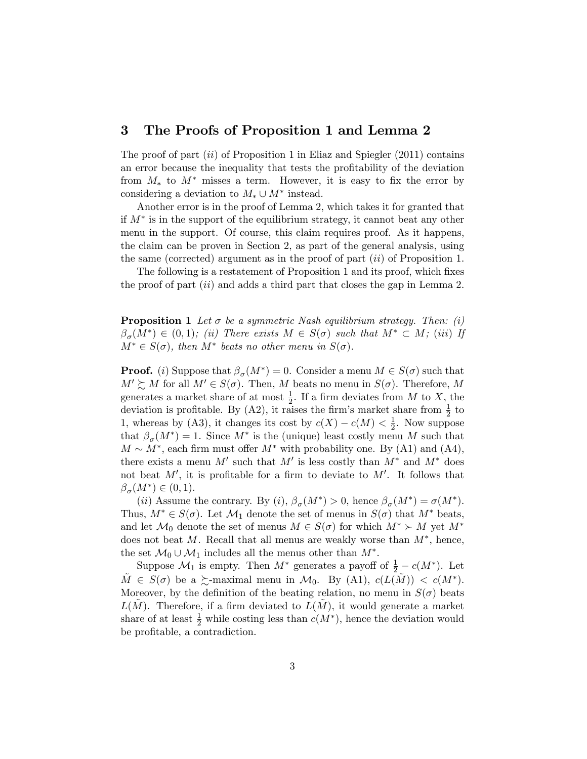## 3 The Proofs of Proposition 1 and Lemma 2

The proof of part (*ii*) of Proposition 1 in Eliaz and Spiegler (2011) contains an error because the inequality that tests the profitability of the deviation from $M_*$ to $M^*$ misses a term. However, it is easy to fix the error by considering a deviation to $M_* \cup M^*$ instead.

Another error is in the proof of Lemma 2, which takes it for granted that if $M^*$ is in the support of the equilibrium strategy, it cannot beat any other menu in the support. Of course, this claim requires proof. As it happens, the claim can be proven in Section 2, as part of the general analysis, using the same (corrected) argument as in the proof of part (*ii*) of Proposition 1.

The following is a restatement of Proposition 1 and its proof, which fixes the proof of part (*ii*) and adds a third part that closes the gap in Lemma 2.

**Proposition 1** *Let $\sigma$ be a symmetric Nash equilibrium strategy. Then: (i) $\beta_\sigma(M^*) \in (0,1)$; (ii) There exists $M \in S(\sigma)$ such that $M^* \subset M$; (iii) If $M^* \in S(\sigma)$, then $M^*$ beats no other menu in $S(\sigma)$.*

**Proof.** (*i*) Suppose that $\beta_\sigma(M^*) = 0$. Consider a menu $M \in S(\sigma)$ such that $M' \succsim M$ for all $M' \in S(\sigma)$. Then, $M$ beats no menu in $S(\sigma)$. Therefore, $M$ generates a market share of at most $\frac{1}{2}$. If a firm deviates from $M$ to $X$, the deviation is profitable. By (A2), it raises the firm's market share from $\frac{1}{2}$ to 1, whereas by (A3), it changes its cost by $c(X) - c(M) < \frac{1}{2}$. Now suppose that $\beta_\sigma(M^*) = 1$. Since $M^*$ is the (unique) least costly menu $M$ such that $M \sim M^*$, each firm must offer $M^*$ with probability one. By (A1) and (A4), there exists a menu $M'$ such that $M'$ is less costly than $M^*$ and $M^*$ does not beat $M'$, it is profitable for a firm to deviate to $M'$. It follows that $\beta_\sigma(M^*) \in (0,1)$.

(*ii*) Assume the contrary. By (*i*), $\beta_\sigma(M^*) > 0$, hence $\beta_\sigma(M^*) = \sigma(M^*)$. Thus, $M^* \in S(\sigma)$. Let $\mathcal{M}_1$ denote the set of menus in $S(\sigma)$ that $M^*$ beats, and let $\mathcal{M}_0$ denote the set of menus $M \in S(\sigma)$ for which $M^* \succ M$ yet $M^*$ does not beat $M$. Recall that all menus are weakly worse than $M^*$, hence, the set $\mathcal{M}_0 \cup \mathcal{M}_1$ includes all the menus other than $M^*$.

Suppose $\mathcal{M}_1$ is empty. Then $M^*$ generates a payoff of $\frac{1}{2} - c(M^*)$. Let $\tilde{M} \in S(\sigma)$ be a $\succsim$-maximal menu in $\mathcal{M}_0$. By (A1), $c(L(\tilde{M})) < c(M^*)$. Moreover, by the definition of the beating relation, no menu in $S(\sigma)$ beats $L(\tilde{M})$. Therefore, if a firm deviated to $L(\tilde{M})$, it would generate a market share of at least $\frac{1}{2}$ while costing less than $c(M^*)$, hence the deviation would be profitable, a contradiction.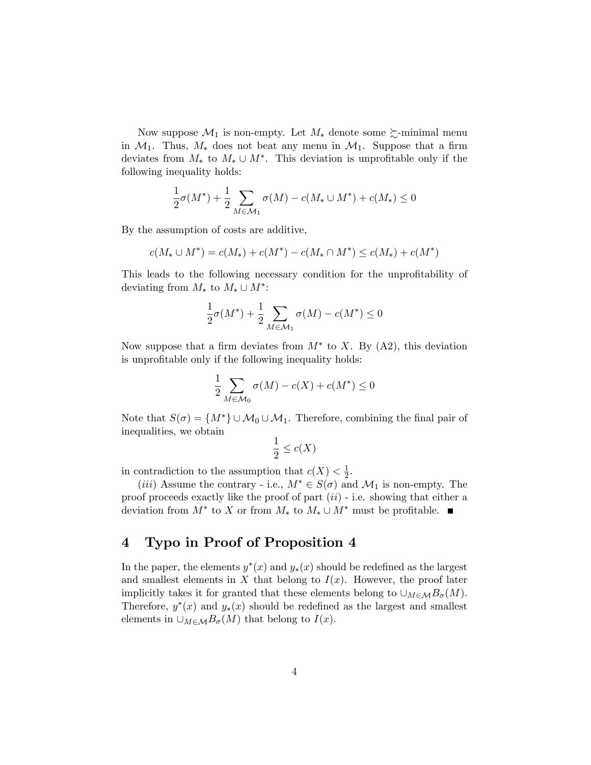Now suppose $\mathcal{M}_1$ is non-empty. Let $M_*$ denote some $\succsim$-minimal menu in $\mathcal{M}_1$. Thus, $M_*$ does not beat any menu in $\mathcal{M}_1$. Suppose that a firm deviates from $M_*$ to $M_* \cup M^*$. This deviation is unprofitable only if the following inequality holds:

$$\frac{1}{2}\sigma(M^*) + \frac{1}{2}\sum_{M \in \mathcal{M}_1} \sigma(M) - c(M_* \cup M^*) + c(M_*) \leq 0$$

By the assumption of costs are additive,

$$c(M_* \cup M^*) = c(M_*) + c(M^*) - c(M_* \cap M^*) \leq c(M_*) + c(M^*)$$

This leads to the following necessary condition for the unprofitability of deviating from $M_*$ to $M_* \cup M^*$:

$$\frac{1}{2}\sigma(M^*) + \frac{1}{2}\sum_{M \in \mathcal{M}_1} \sigma(M) - c(M^*) \leq 0$$

Now suppose that a firm deviates from $M^*$ to $X$. By (A2), this deviation is unprofitable only if the following inequality holds:

$$\frac{1}{2}\sum_{M \in \mathcal{M}_0} \sigma(M) - c(X) + c(M^*) \leq 0$$

Note that $S(\sigma) = \{M^*\} \cup \mathcal{M}_0 \cup \mathcal{M}_1$. Therefore, combining the final pair of inequalities, we obtain

$$\frac{1}{2} \leq c(X)$$

in contradiction to the assumption that $c(X) < \frac{1}{2}$.

(*iii*) Assume the contrary - i.e., $M^* \in S(\sigma)$ and $\mathcal{M}_1$ is non-empty. The proof proceeds exactly like the proof of part (*ii*) - i.e. showing that either a deviation from $M^*$ to $X$ or from $M_*$ to $M_* \cup M^*$ must be profitable. ∎

## 4 Typo in Proof of Proposition 4

In the paper, the elements $y^*(x)$ and $y_*(x)$ should be redefined as the largest and smallest elements in $X$ that belong to $I(x)$. However, the proof later implicitly takes it for granted that these elements belong to $\cup_{M \in \mathcal{M}} B_\sigma(M)$. Therefore, $y^*(x)$ and $y_*(x)$ should be redefined as the largest and smallest elements in $\cup_{M \in \mathcal{M}} B_\sigma(M)$ that belong to $I(x)$.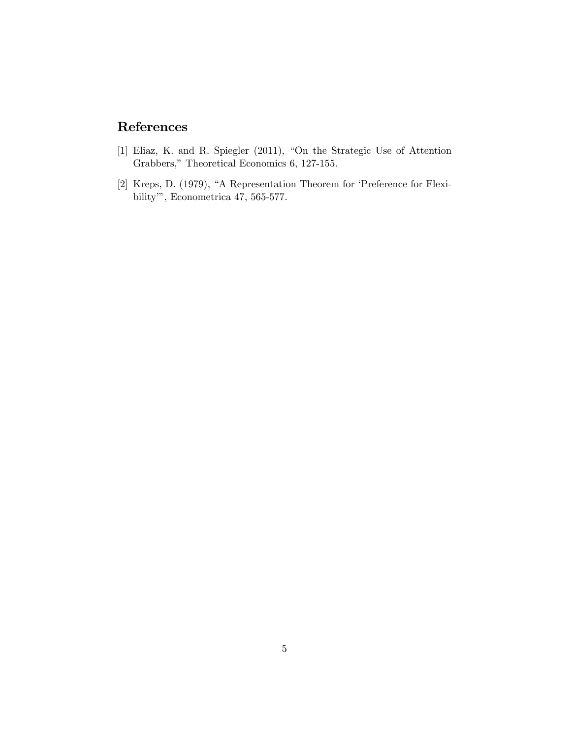## References

[1] Eliaz, K. and R. Spiegler (2011), "On the Strategic Use of Attention Grabbers," Theoretical Economics 6, 127-155.

[2] Kreps, D. (1979), "A Representation Theorem for 'Preference for Flexibility'", Econometrica 47, 565-577.